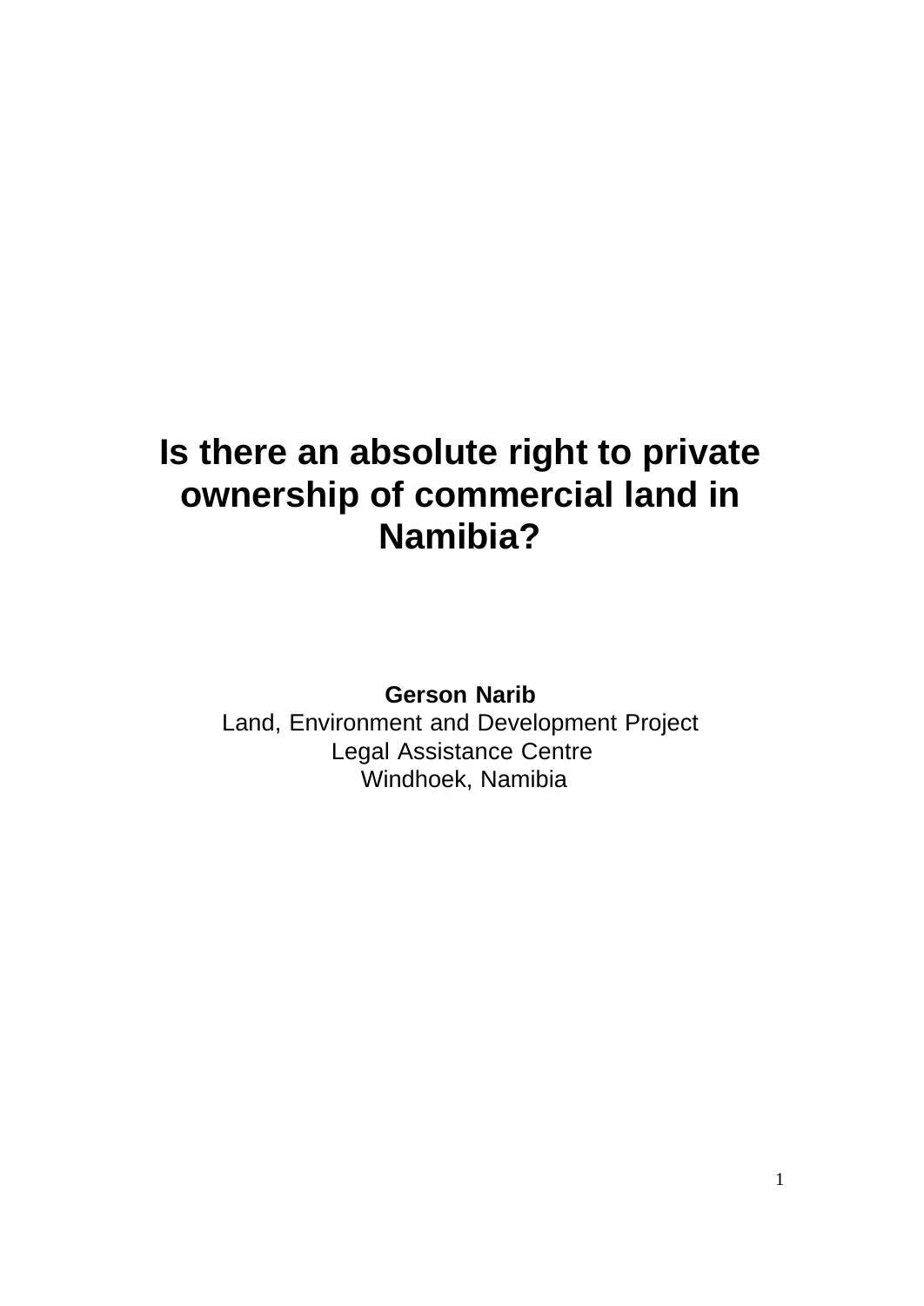# Is there an absolute right to private ownership of commercial land in Namibia?

**Gerson Narib**
Land, Environment and Development Project
Legal Assistance Centre
Windhoek, Namibia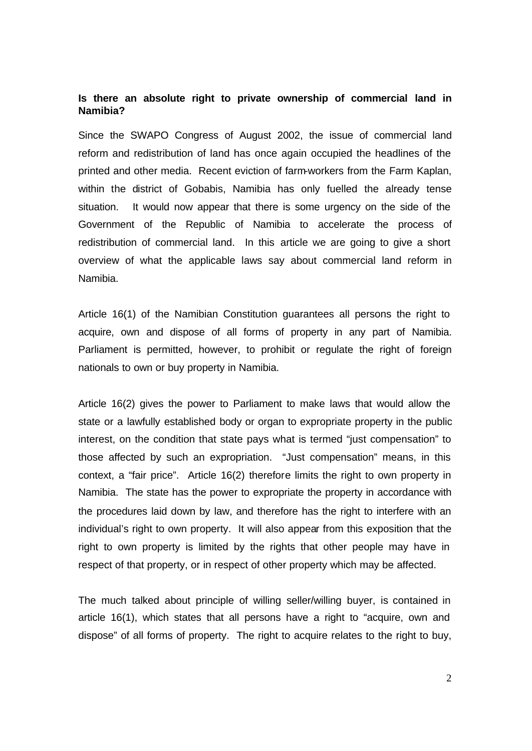**Is there an absolute right to private ownership of commercial land in Namibia?**

Since the SWAPO Congress of August 2002, the issue of commercial land reform and redistribution of land has once again occupied the headlines of the printed and other media. Recent eviction of farm-workers from the Farm Kaplan, within the district of Gobabis, Namibia has only fuelled the already tense situation. It would now appear that there is some urgency on the side of the Government of the Republic of Namibia to accelerate the process of redistribution of commercial land. In this article we are going to give a short overview of what the applicable laws say about commercial land reform in Namibia.

Article 16(1) of the Namibian Constitution guarantees all persons the right to acquire, own and dispose of all forms of property in any part of Namibia. Parliament is permitted, however, to prohibit or regulate the right of foreign nationals to own or buy property in Namibia.

Article 16(2) gives the power to Parliament to make laws that would allow the state or a lawfully established body or organ to expropriate property in the public interest, on the condition that state pays what is termed "just compensation" to those affected by such an expropriation. "Just compensation" means, in this context, a "fair price". Article 16(2) therefore limits the right to own property in Namibia. The state has the power to expropriate the property in accordance with the procedures laid down by law, and therefore has the right to interfere with an individual's right to own property. It will also appear from this exposition that the right to own property is limited by the rights that other people may have in respect of that property, or in respect of other property which may be affected.

The much talked about principle of willing seller/willing buyer, is contained in article 16(1), which states that all persons have a right to "acquire, own and dispose" of all forms of property. The right to acquire relates to the right to buy,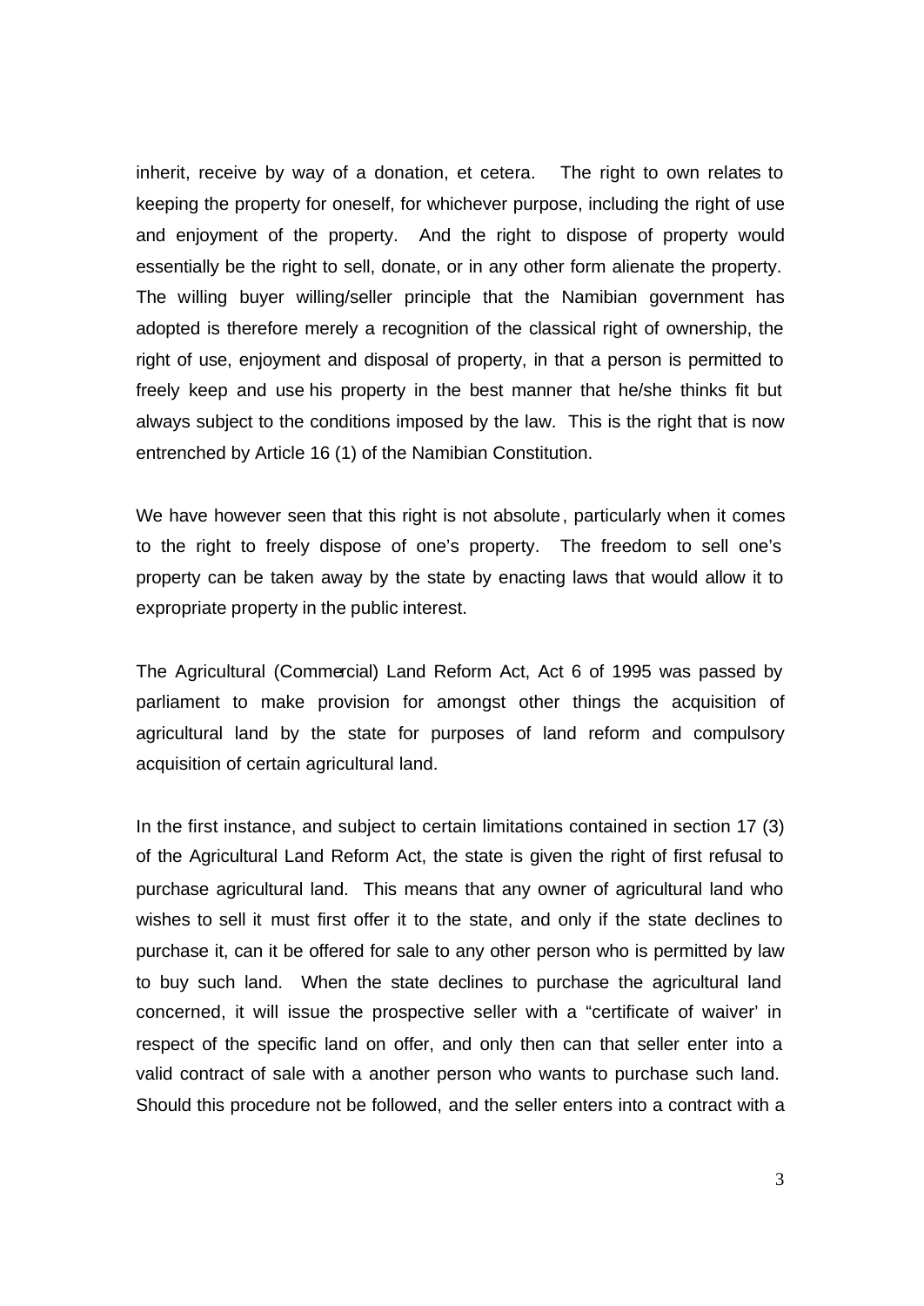inherit, receive by way of a donation, et cetera. The right to own relates to keeping the property for oneself, for whichever purpose, including the right of use and enjoyment of the property. And the right to dispose of property would essentially be the right to sell, donate, or in any other form alienate the property. The willing buyer willing/seller principle that the Namibian government has adopted is therefore merely a recognition of the classical right of ownership, the right of use, enjoyment and disposal of property, in that a person is permitted to freely keep and use his property in the best manner that he/she thinks fit but always subject to the conditions imposed by the law. This is the right that is now entrenched by Article 16 (1) of the Namibian Constitution.

We have however seen that this right is not absolute, particularly when it comes to the right to freely dispose of one's property. The freedom to sell one's property can be taken away by the state by enacting laws that would allow it to expropriate property in the public interest.

The Agricultural (Commercial) Land Reform Act, Act 6 of 1995 was passed by parliament to make provision for amongst other things the acquisition of agricultural land by the state for purposes of land reform and compulsory acquisition of certain agricultural land.

In the first instance, and subject to certain limitations contained in section 17 (3) of the Agricultural Land Reform Act, the state is given the right of first refusal to purchase agricultural land. This means that any owner of agricultural land who wishes to sell it must first offer it to the state, and only if the state declines to purchase it, can it be offered for sale to any other person who is permitted by law to buy such land. When the state declines to purchase the agricultural land concerned, it will issue the prospective seller with a "certificate of waiver' in respect of the specific land on offer, and only then can that seller enter into a valid contract of sale with a another person who wants to purchase such land. Should this procedure not be followed, and the seller enters into a contract with a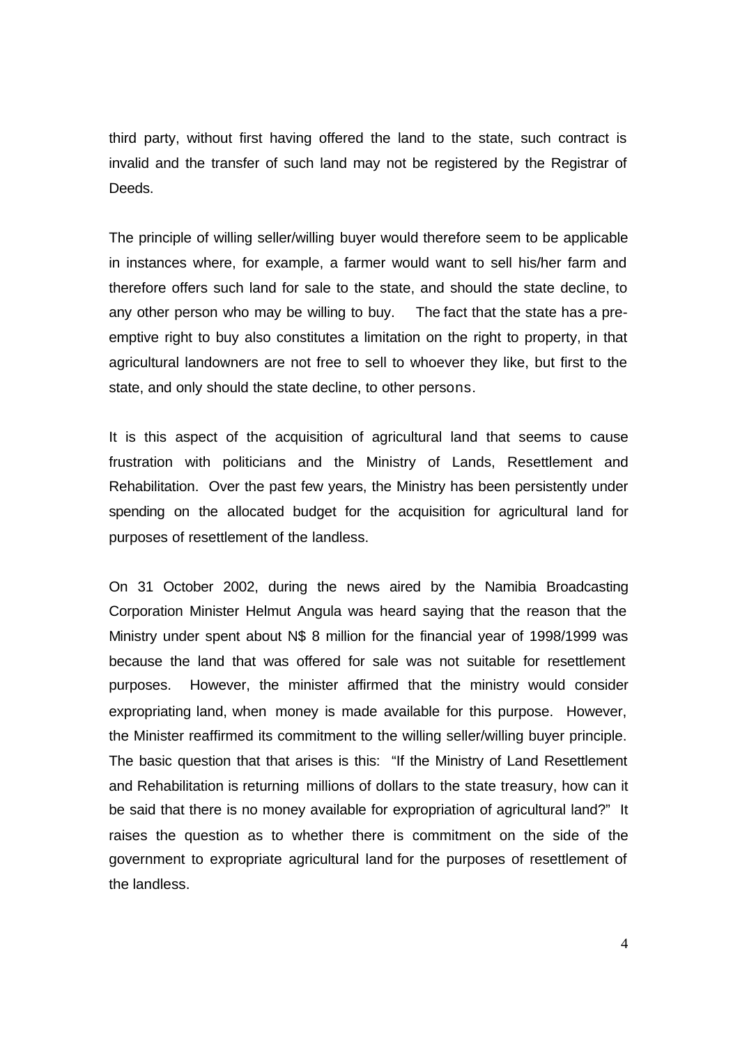third party, without first having offered the land to the state, such contract is invalid and the transfer of such land may not be registered by the Registrar of Deeds.

The principle of willing seller/willing buyer would therefore seem to be applicable in instances where, for example, a farmer would want to sell his/her farm and therefore offers such land for sale to the state, and should the state decline, to any other person who may be willing to buy. The fact that the state has a pre-emptive right to buy also constitutes a limitation on the right to property, in that agricultural landowners are not free to sell to whoever they like, but first to the state, and only should the state decline, to other persons.

It is this aspect of the acquisition of agricultural land that seems to cause frustration with politicians and the Ministry of Lands, Resettlement and Rehabilitation. Over the past few years, the Ministry has been persistently under spending on the allocated budget for the acquisition for agricultural land for purposes of resettlement of the landless.

On 31 October 2002, during the news aired by the Namibia Broadcasting Corporation Minister Helmut Angula was heard saying that the reason that the Ministry under spent about N$ 8 million for the financial year of 1998/1999 was because the land that was offered for sale was not suitable for resettlement purposes. However, the minister affirmed that the ministry would consider expropriating land, when money is made available for this purpose. However, the Minister reaffirmed its commitment to the willing seller/willing buyer principle. The basic question that that arises is this: "If the Ministry of Land Resettlement and Rehabilitation is returning millions of dollars to the state treasury, how can it be said that there is no money available for expropriation of agricultural land?" It raises the question as to whether there is commitment on the side of the government to expropriate agricultural land for the purposes of resettlement of the landless.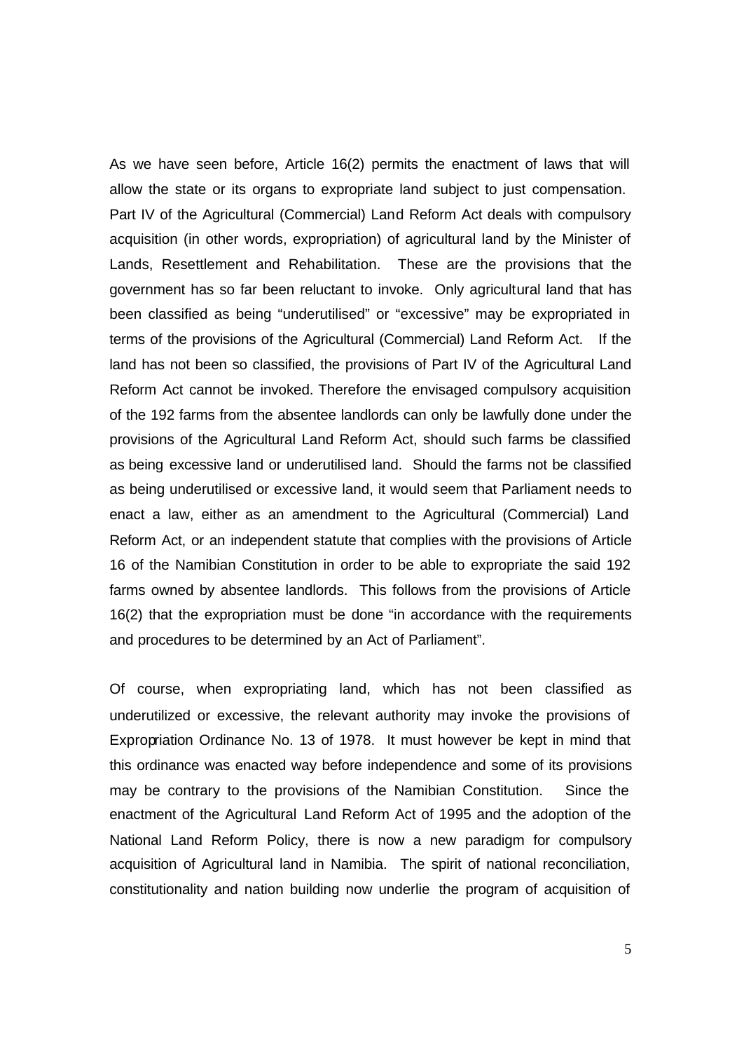As we have seen before, Article 16(2) permits the enactment of laws that will allow the state or its organs to expropriate land subject to just compensation. Part IV of the Agricultural (Commercial) Land Reform Act deals with compulsory acquisition (in other words, expropriation) of agricultural land by the Minister of Lands, Resettlement and Rehabilitation. These are the provisions that the government has so far been reluctant to invoke. Only agricultural land that has been classified as being "underutilised" or "excessive" may be expropriated in terms of the provisions of the Agricultural (Commercial) Land Reform Act. If the land has not been so classified, the provisions of Part IV of the Agricultural Land Reform Act cannot be invoked. Therefore the envisaged compulsory acquisition of the 192 farms from the absentee landlords can only be lawfully done under the provisions of the Agricultural Land Reform Act, should such farms be classified as being excessive land or underutilised land. Should the farms not be classified as being underutilised or excessive land, it would seem that Parliament needs to enact a law, either as an amendment to the Agricultural (Commercial) Land Reform Act, or an independent statute that complies with the provisions of Article 16 of the Namibian Constitution in order to be able to expropriate the said 192 farms owned by absentee landlords. This follows from the provisions of Article 16(2) that the expropriation must be done "in accordance with the requirements and procedures to be determined by an Act of Parliament".

Of course, when expropriating land, which has not been classified as underutilized or excessive, the relevant authority may invoke the provisions of Expropriation Ordinance No. 13 of 1978. It must however be kept in mind that this ordinance was enacted way before independence and some of its provisions may be contrary to the provisions of the Namibian Constitution. Since the enactment of the Agricultural Land Reform Act of 1995 and the adoption of the National Land Reform Policy, there is now a new paradigm for compulsory acquisition of Agricultural land in Namibia. The spirit of national reconciliation, constitutionality and nation building now underlie the program of acquisition of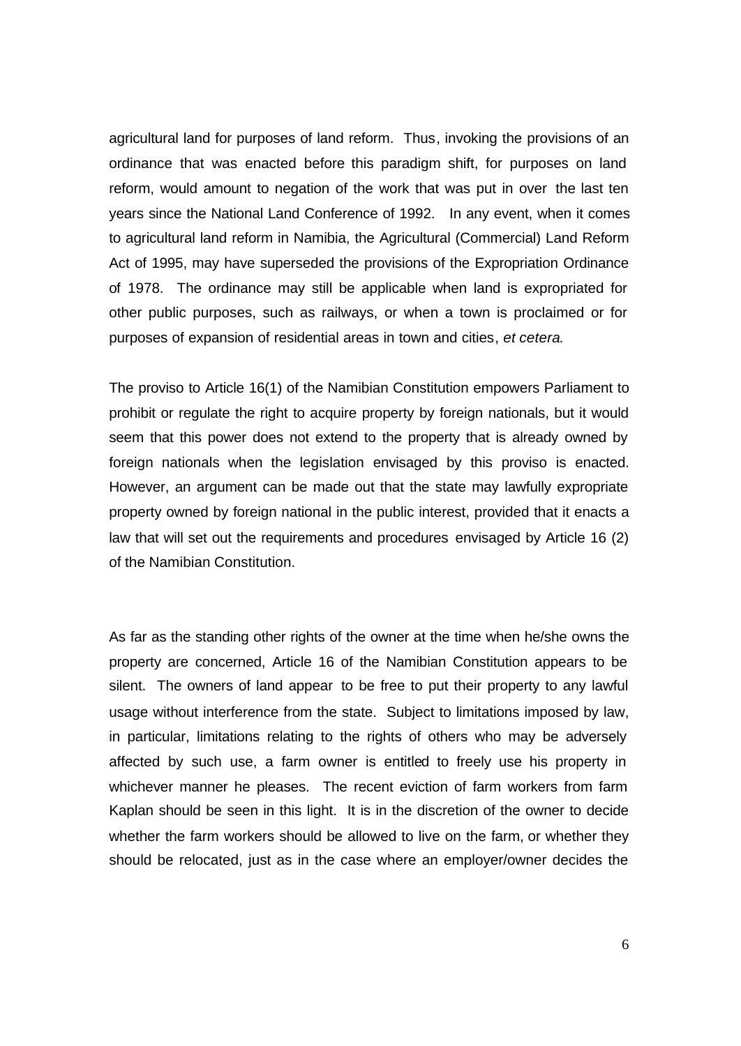agricultural land for purposes of land reform. Thus, invoking the provisions of an ordinance that was enacted before this paradigm shift, for purposes on land reform, would amount to negation of the work that was put in over the last ten years since the National Land Conference of 1992. In any event, when it comes to agricultural land reform in Namibia, the Agricultural (Commercial) Land Reform Act of 1995, may have superseded the provisions of the Expropriation Ordinance of 1978. The ordinance may still be applicable when land is expropriated for other public purposes, such as railways, or when a town is proclaimed or for purposes of expansion of residential areas in town and cities, *et cetera*.

The proviso to Article 16(1) of the Namibian Constitution empowers Parliament to prohibit or regulate the right to acquire property by foreign nationals, but it would seem that this power does not extend to the property that is already owned by foreign nationals when the legislation envisaged by this proviso is enacted. However, an argument can be made out that the state may lawfully expropriate property owned by foreign national in the public interest, provided that it enacts a law that will set out the requirements and procedures envisaged by Article 16 (2) of the Namibian Constitution.

As far as the standing other rights of the owner at the time when he/she owns the property are concerned, Article 16 of the Namibian Constitution appears to be silent. The owners of land appear to be free to put their property to any lawful usage without interference from the state. Subject to limitations imposed by law, in particular, limitations relating to the rights of others who may be adversely affected by such use, a farm owner is entitled to freely use his property in whichever manner he pleases. The recent eviction of farm workers from farm Kaplan should be seen in this light. It is in the discretion of the owner to decide whether the farm workers should be allowed to live on the farm, or whether they should be relocated, just as in the case where an employer/owner decides the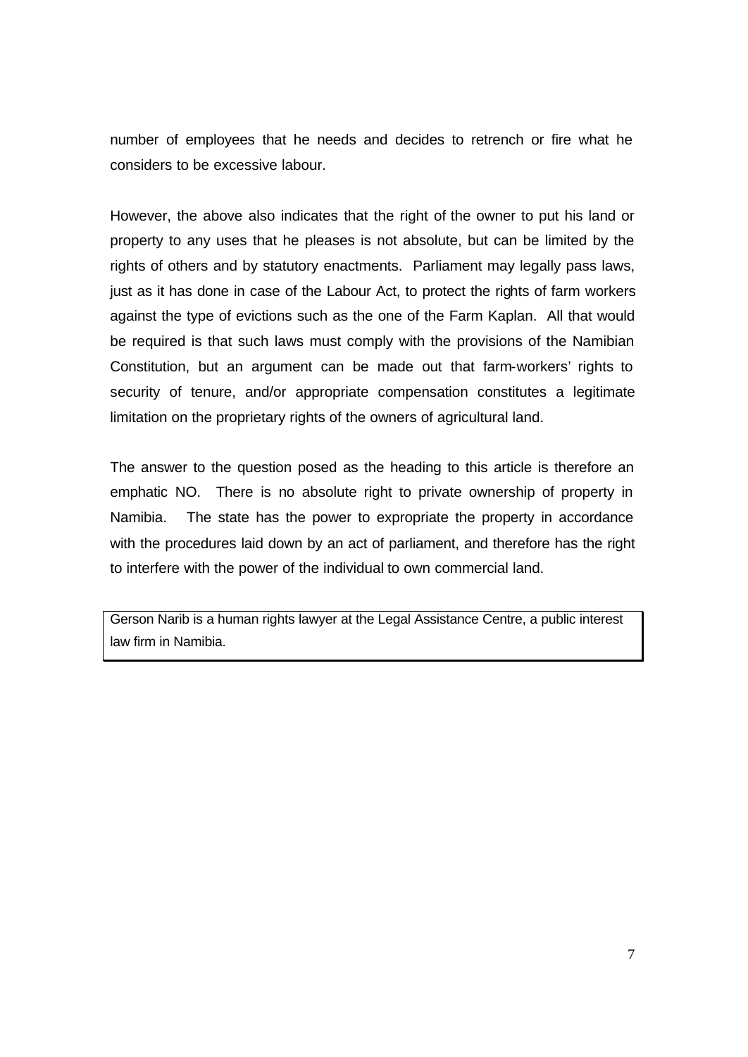number of employees that he needs and decides to retrench or fire what he considers to be excessive labour.

However, the above also indicates that the right of the owner to put his land or property to any uses that he pleases is not absolute, but can be limited by the rights of others and by statutory enactments. Parliament may legally pass laws, just as it has done in case of the Labour Act, to protect the rights of farm workers against the type of evictions such as the one of the Farm Kaplan. All that would be required is that such laws must comply with the provisions of the Namibian Constitution, but an argument can be made out that farm-workers' rights to security of tenure, and/or appropriate compensation constitutes a legitimate limitation on the proprietary rights of the owners of agricultural land.

The answer to the question posed as the heading to this article is therefore an emphatic NO. There is no absolute right to private ownership of property in Namibia. The state has the power to expropriate the property in accordance with the procedures laid down by an act of parliament, and therefore has the right to interfere with the power of the individual to own commercial land.

Gerson Narib is a human rights lawyer at the Legal Assistance Centre, a public interest law firm in Namibia.